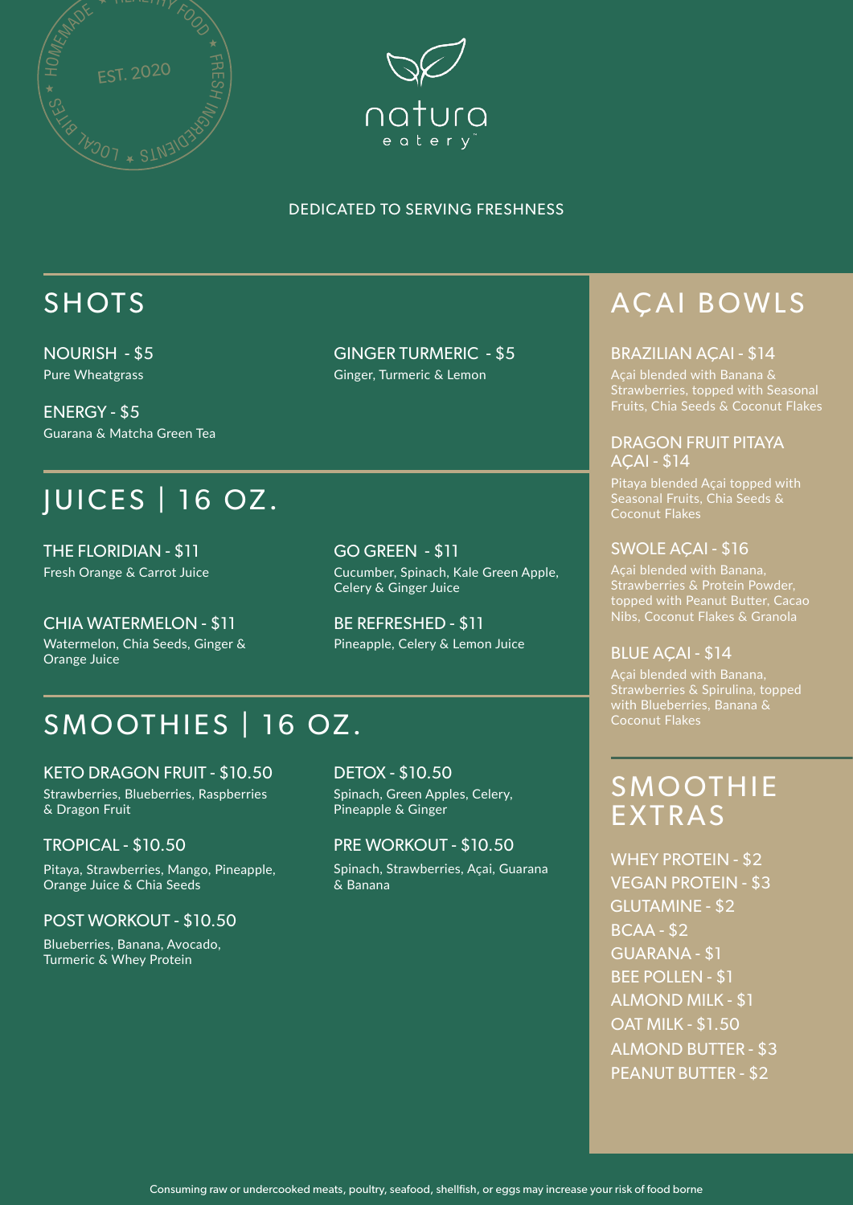HOMEMADE ★ HEALTHY FOOD ★ FRESH INGREDIENTS ★ LOCAL BITES ★ EST. 2020

natura
eatery™

DEDICATED TO SERVING FRESHNESS

## SHOTS

**NOURISH - $5**
Pure Wheatgrass

**ENERGY - $5**
Guarana & Matcha Green Tea

**GINGER TURMERIC - $5**
Ginger, Turmeric & Lemon

## JUICES | 16 OZ.

**THE FLORIDIAN - $11**
Fresh Orange & Carrot Juice

**CHIA WATERMELON - $11**
Watermelon, Chia Seeds, Ginger & Orange Juice

**GO GREEN - $11**
Cucumber, Spinach, Kale Green Apple, Celery & Ginger Juice

**BE REFRESHED - $11**
Pineapple, Celery & Lemon Juice

## SMOOTHIES | 16 OZ.

**KETO DRAGON FRUIT - $10.50**
Strawberries, Blueberries, Raspberries & Dragon Fruit

**TROPICAL - $10.50**
Pitaya, Strawberries, Mango, Pineapple, Orange Juice & Chia Seeds

**POST WORKOUT - $10.50**
Blueberries, Banana, Avocado, Turmeric & Whey Protein

**DETOX - $10.50**
Spinach, Green Apples, Celery, Pineapple & Ginger

**PRE WORKOUT - $10.50**
Spinach, Strawberries, Açai, Guarana & Banana

## AÇAI BOWLS

**BRAZILIAN AÇAI - $14**
Açai blended with Banana & Strawberries, topped with Seasonal Fruits, Chia Seeds & Coconut Flakes

**DRAGON FRUIT PITAYA AÇAI - $14**
Pitaya blended Açai topped with Seasonal Fruits, Chia Seeds & Coconut Flakes

**SWOLE AÇAI - $16**
Açai blended with Banana, Strawberries & Protein Powder, topped with Peanut Butter, Cacao Nibs, Coconut Flakes & Granola

**BLUE AÇAI - $14**
Açai blended with Banana, Strawberries & Spirulina, topped with Blueberries, Banana & Coconut Flakes

## SMOOTHIE EXTRAS

- WHEY PROTEIN - $2
- VEGAN PROTEIN - $3
- GLUTAMINE - $2
- BCAA - $2
- GUARANA - $1
- BEE POLLEN - $1
- ALMOND MILK - $1
- OAT MILK - $1.50
- ALMOND BUTTER - $3
- PEANUT BUTTER - $2

Consuming raw or undercooked meats, poultry, seafood, shellfish, or eggs may increase your risk of food borne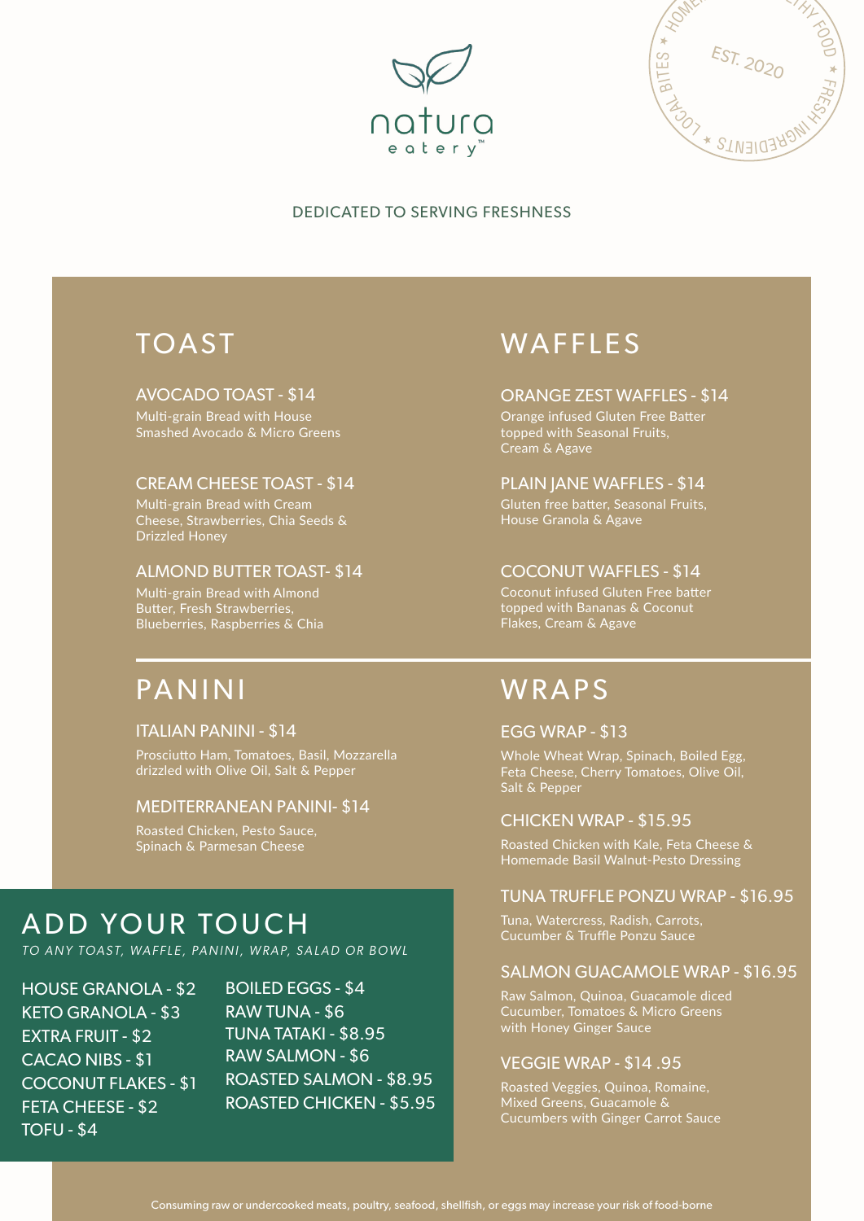natura
eatery™

EST. 2020
LOCAL BITES ★ HOMEMADE ★ HEALTHY FOOD ★ FRESH INGREDIENTS

DEDICATED TO SERVING FRESHNESS

## TOAST

### AVOCADO TOAST - $14
Multi-grain Bread with House Smashed Avocado & Micro Greens

### CREAM CHEESE TOAST - $14
Multi-grain Bread with Cream Cheese, Strawberries, Chia Seeds & Drizzled Honey

### ALMOND BUTTER TOAST- $14
Multi-grain Bread with Almond Butter, Fresh Strawberries, Blueberries, Raspberries & Chia

## WAFFLES

### ORANGE ZEST WAFFLES - $14
Orange infused Gluten Free Batter topped with Seasonal Fruits, Cream & Agave

### PLAIN JANE WAFFLES - $14
Gluten free batter, Seasonal Fruits, House Granola & Agave

### COCONUT WAFFLES - $14
Coconut infused Gluten Free batter topped with Bananas & Coconut Flakes, Cream & Agave

## PANINI

### ITALIAN PANINI - $14
Prosciutto Ham, Tomatoes, Basil, Mozzarella drizzled with Olive Oil, Salt & Pepper

### MEDITERRANEAN PANINI- $14
Roasted Chicken, Pesto Sauce, Spinach & Parmesan Cheese

## ADD YOUR TOUCH
*TO ANY TOAST, WAFFLE, PANINI, WRAP, SALAD OR BOWL*

- HOUSE GRANOLA - $2
- KETO GRANOLA - $3
- EXTRA FRUIT - $2
- CACAO NIBS - $1
- COCONUT FLAKES - $1
- FETA CHEESE - $2
- TOFU - $4
- BOILED EGGS - $4
- RAW TUNA - $6
- TUNA TATAKI - $8.95
- RAW SALMON - $6
- ROASTED SALMON - $8.95
- ROASTED CHICKEN - $5.95

## WRAPS

### EGG WRAP - $13
Whole Wheat Wrap, Spinach, Boiled Egg, Feta Cheese, Cherry Tomatoes, Olive Oil, Salt & Pepper

### CHICKEN WRAP - $15.95
Roasted Chicken with Kale, Feta Cheese & Homemade Basil Walnut-Pesto Dressing

### TUNA TRUFFLE PONZU WRAP - $16.95
Tuna, Watercress, Radish, Carrots, Cucumber & Truffle Ponzu Sauce

### SALMON GUACAMOLE WRAP - $16.95
Raw Salmon, Quinoa, Guacamole diced Cucumber, Tomatoes & Micro Greens with Honey Ginger Sauce

### VEGGIE WRAP - $14 .95
Roasted Veggies, Quinoa, Romaine, Mixed Greens, Guacamole & Cucumbers with Ginger Carrot Sauce

Consuming raw or undercooked meats, poultry, seafood, shellfish, or eggs may increase your risk of food-borne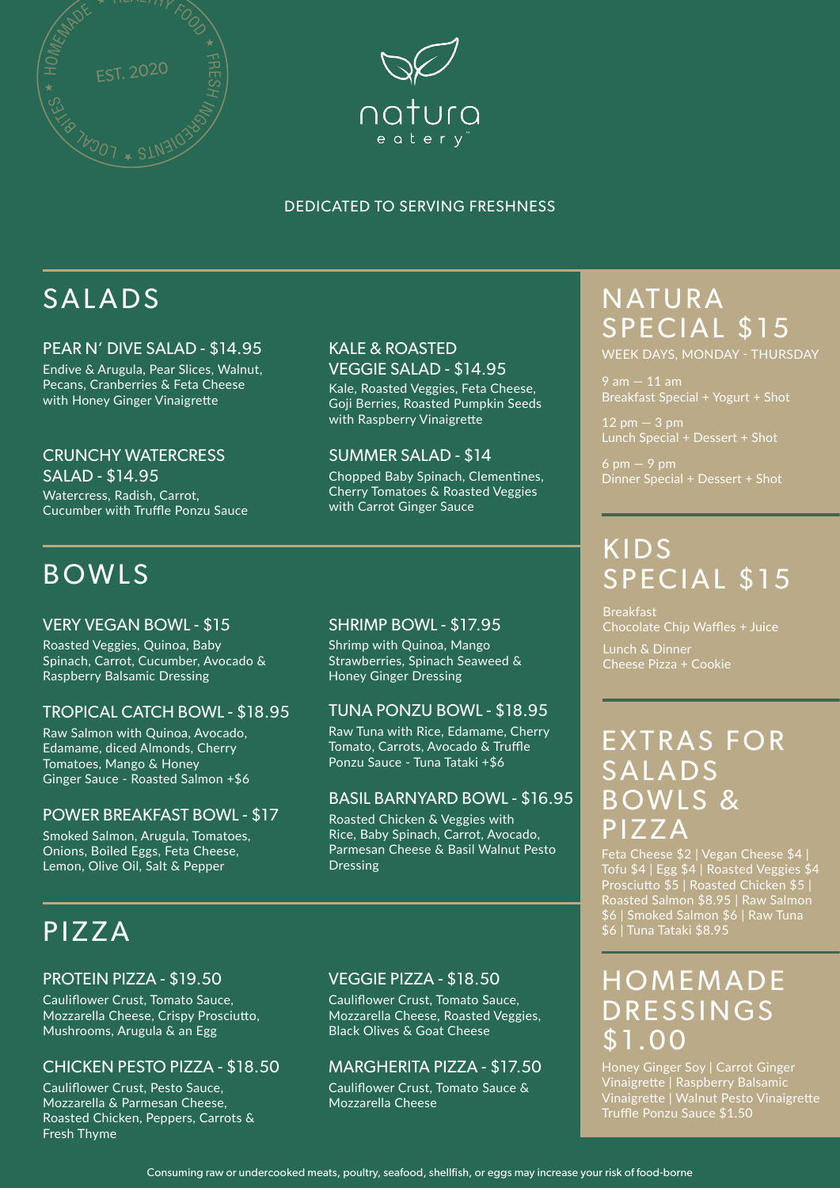HOMEMADE ★ HEALTHY FOOD ★ FRESH INGREDIENTS ★ LOCAL BITES

EST. 2020

# natura eatery™

DEDICATED TO SERVING FRESHNESS

## SALADS

### PEAR N' DIVE SALAD - $14.95
Endive & Arugula, Pear Slices, Walnut, Pecans, Cranberries & Feta Cheese with Honey Ginger Vinaigrette

### CRUNCHY WATERCRESS SALAD - $14.95
Watercress, Radish, Carrot, Cucumber with Truffle Ponzu Sauce

### KALE & ROASTED VEGGIE SALAD - $14.95
Kale, Roasted Veggies, Feta Cheese, Goji Berries, Roasted Pumpkin Seeds with Raspberry Vinaigrette

### SUMMER SALAD - $14
Chopped Baby Spinach, Clementines, Cherry Tomatoes & Roasted Veggies with Carrot Ginger Sauce

## BOWLS

### VERY VEGAN BOWL - $15
Roasted Veggies, Quinoa, Baby Spinach, Carrot, Cucumber, Avocado & Raspberry Balsamic Dressing

### TROPICAL CATCH BOWL - $18.95
Raw Salmon with Quinoa, Avocado, Edamame, diced Almonds, Cherry Tomatoes, Mango & Honey Ginger Sauce - Roasted Salmon +$6

### POWER BREAKFAST BOWL - $17
Smoked Salmon, Arugula, Tomatoes, Onions, Boiled Eggs, Feta Cheese, Lemon, Olive Oil, Salt & Pepper

### SHRIMP BOWL - $17.95
Shrimp with Quinoa, Mango Strawberries, Spinach Seaweed & Honey Ginger Dressing

### TUNA PONZU BOWL - $18.95
Raw Tuna with Rice, Edamame, Cherry Tomato, Carrots, Avocado & Truffle Ponzu Sauce - Tuna Tataki +$6

### BASIL BARNYARD BOWL - $16.95
Roasted Chicken & Veggies with Rice, Baby Spinach, Carrot, Avocado, Parmesan Cheese & Basil Walnut Pesto Dressing

## PIZZA

### PROTEIN PIZZA - $19.50
Cauliflower Crust, Tomato Sauce, Mozzarella Cheese, Crispy Prosciutto, Mushrooms, Arugula & an Egg

### CHICKEN PESTO PIZZA - $18.50
Cauliflower Crust, Pesto Sauce, Mozzarella & Parmesan Cheese, Roasted Chicken, Peppers, Carrots & Fresh Thyme

### VEGGIE PIZZA - $18.50
Cauliflower Crust, Tomato Sauce, Mozzarella Cheese, Roasted Veggies, Black Olives & Goat Cheese

### MARGHERITA PIZZA - $17.50
Cauliflower Crust, Tomato Sauce & Mozzarella Cheese

## NATURA SPECIAL $15

WEEK DAYS, MONDAY - THURSDAY

9 am — 11 am
Breakfast Special + Yogurt + Shot

12 pm — 3 pm
Lunch Special + Dessert + Shot

6 pm — 9 pm
Dinner Special + Dessert + Shot

## KIDS SPECIAL $15

Breakfast
Chocolate Chip Waffles + Juice

Lunch & Dinner
Cheese Pizza + Cookie

## EXTRAS FOR SALADS BOWLS & PIZZA

Feta Cheese $2 | Vegan Cheese $4 | Tofu $4 | Egg $4 | Roasted Veggies $4 Prosciutto $5 | Roasted Chicken $5 | Roasted Salmon $8.95 | Raw Salmon $6 | Smoked Salmon $6 | Raw Tuna $6 | Tuna Tataki $8.95

## HOMEMADE DRESSINGS $1.00

Honey Ginger Soy | Carrot Ginger Vinaigrette | Raspberry Balsamic Vinaigrette | Walnut Pesto Vinaigrette Truffle Ponzu Sauce $1.50

Consuming raw or undercooked meats, poultry, seafood, shellfish, or eggs may increase your risk of food-borne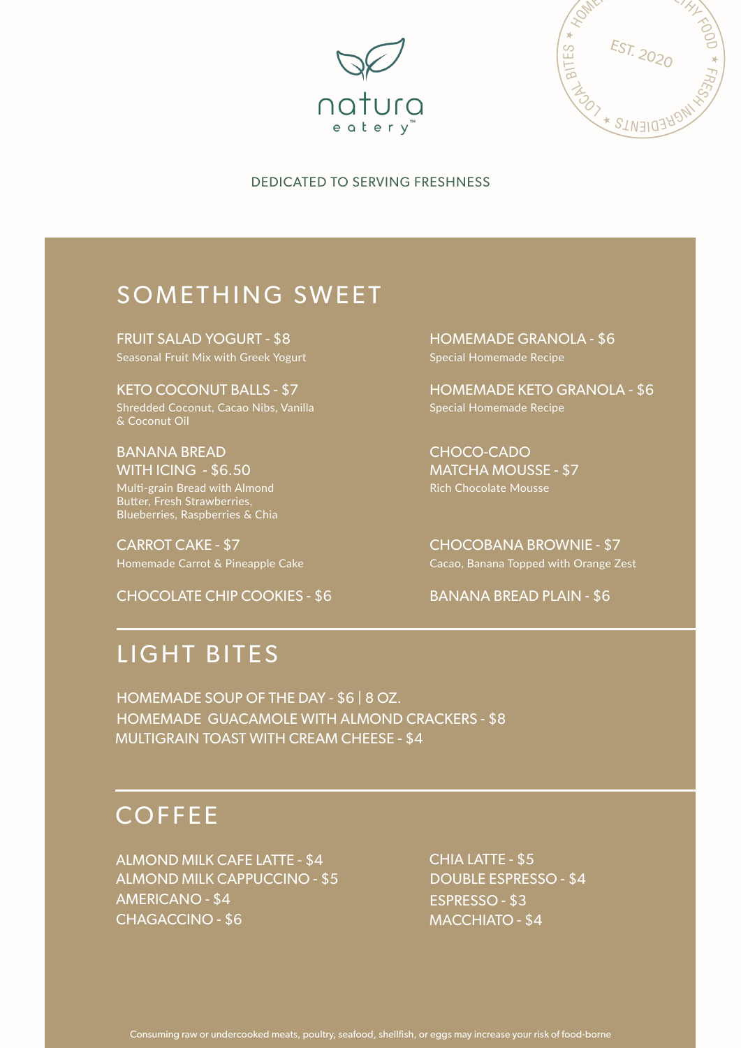natura
eatery™

EST. 2020

LOCAL BITES ★ HOMEMADE ★ HEALTHY FOOD ★ FRESH INGREDIENTS ★

DEDICATED TO SERVING FRESHNESS

## SOMETHING SWEET

FRUIT SALAD YOGURT - $8
Seasonal Fruit Mix with Greek Yogurt

KETO COCONUT BALLS - $7
Shredded Coconut, Cacao Nibs, Vanilla & Coconut Oil

BANANA BREAD WITH ICING - $6.50
Multi-grain Bread with Almond Butter, Fresh Strawberries, Blueberries, Raspberries & Chia

CARROT CAKE - $7
Homemade Carrot & Pineapple Cake

CHOCOLATE CHIP COOKIES - $6

HOMEMADE GRANOLA - $6
Special Homemade Recipe

HOMEMADE KETO GRANOLA - $6
Special Homemade Recipe

CHOCO-CADO MATCHA MOUSSE - $7
Rich Chocolate Mousse

CHOCOBANA BROWNIE - $7
Cacao, Banana Topped with Orange Zest

BANANA BREAD PLAIN - $6

## LIGHT BITES

HOMEMADE SOUP OF THE DAY - $6 | 8 OZ.
HOMEMADE GUACAMOLE WITH ALMOND CRACKERS - $8
MULTIGRAIN TOAST WITH CREAM CHEESE - $4

## COFFEE

ALMOND MILK CAFE LATTE - $4
ALMOND MILK CAPPUCCINO - $5
AMERICANO - $4
CHAGACCINO - $6
CHIA LATTE - $5
DOUBLE ESPRESSO - $4
ESPRESSO - $3
MACCHIATO - $4

Consuming raw or undercooked meats, poultry, seafood, shellfish, or eggs may increase your risk of food-borne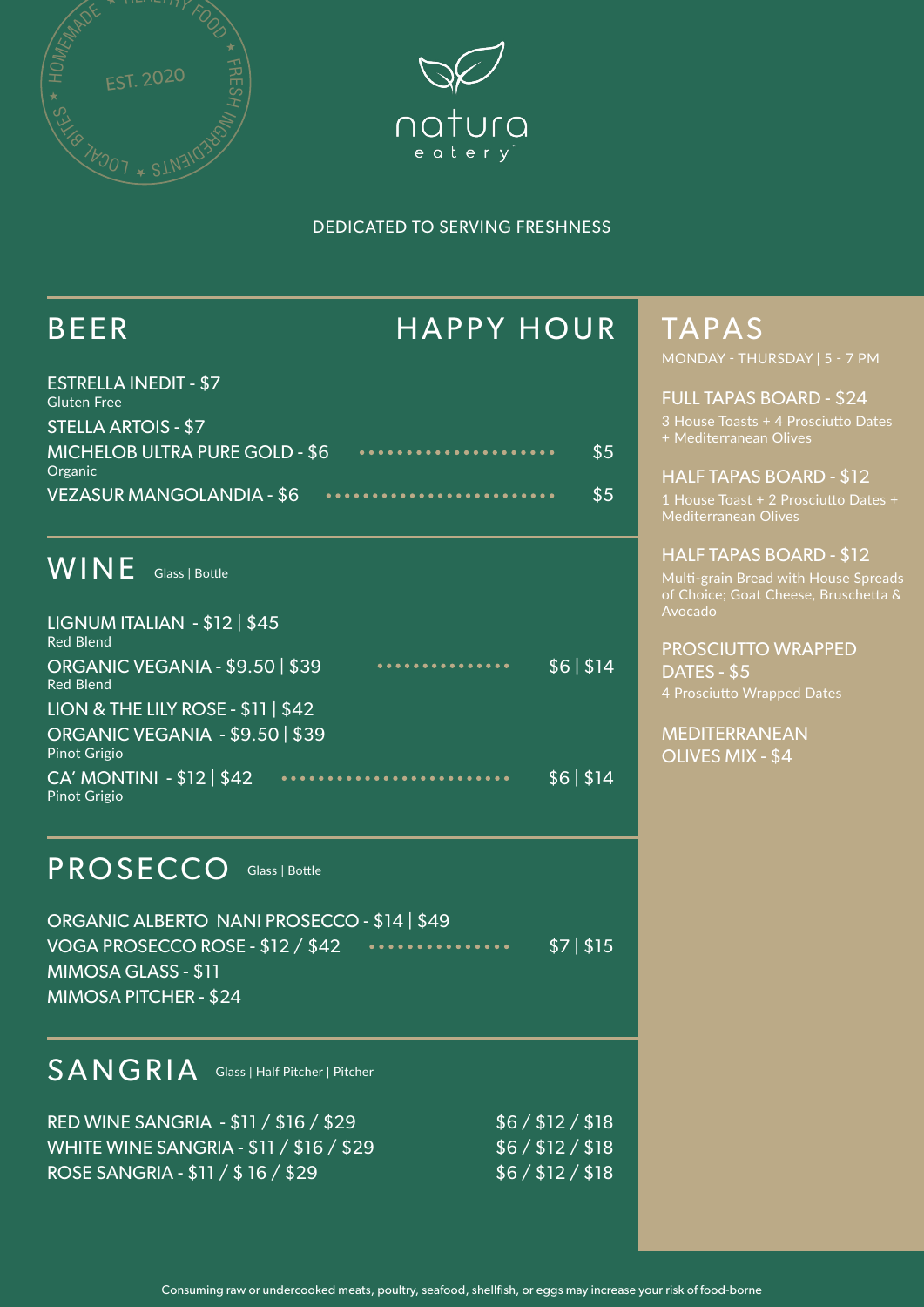HOMEMADE ★ HEALTHY FOOD ★ FRESH INGREDIENTS ★ LOCAL BITES

EST. 2020

natura
eatery™

DEDICATED TO SERVING FRESHNESS

## BEER

## HAPPY HOUR

| Item | Price | Happy Hour |
| --- | --- | --- |
| ESTRELLA INEDIT - $7<br>Gluten Free | | |
| STELLA ARTOIS - $7 | | |
| MICHELOB ULTRA PURE GOLD - $6<br>Organic | | $5 |
| VEZASUR MANGOLANDIA - $6 | | $5 |

## WINE

Glass | Bottle

| Item | Happy Hour |
| --- | --- |
| LIGNUM ITALIAN - $12 \| $45<br>Red Blend | |
| ORGANIC VEGANIA - $9.50 \| $39<br>Red Blend | $6 \| $14 |
| LION & THE LILY ROSE - $11 \| $42 | |
| ORGANIC VEGANIA - $9.50 \| $39<br>Pinot Grigio | |
| CA' MONTINI - $12 \| $42<br>Pinot Grigio | $6 \| $14 |

## PROSECCO

Glass | Bottle

| Item | Happy Hour |
| --- | --- |
| ORGANIC ALBERTO NANI PROSECCO - $14 \| $49 | |
| VOGA PROSECCO ROSE - $12 / $42 | $7 \| $15 |
| MIMOSA GLASS - $11 | |
| MIMOSA PITCHER - $24 | |

## SANGRIA

Glass | Half Pitcher | Pitcher

| Item | Happy Hour |
| --- | --- |
| RED WINE SANGRIA - $11 / $16 / $29 | $6 / $12 / $18 |
| WHITE WINE SANGRIA - $11 / $16 / $29 | $6 / $12 / $18 |
| ROSE SANGRIA - $11 / $ 16 / $29 | $6 / $12 / $18 |

## TAPAS

MONDAY - THURSDAY | 5 - 7 PM

**FULL TAPAS BOARD - $24**
3 House Toasts + 4 Prosciutto Dates + Mediterranean Olives

**HALF TAPAS BOARD - $12**
1 House Toast + 2 Prosciutto Dates + Mediterranean Olives

**HALF TAPAS BOARD - $12**
Multi-grain Bread with House Spreads of Choice; Goat Cheese, Bruschetta & Avocado

**PROSCIUTTO WRAPPED DATES - $5**
4 Prosciutto Wrapped Dates

**MEDITERRANEAN OLIVES MIX - $4**

Consuming raw or undercooked meats, poultry, seafood, shellfish, or eggs may increase your risk of food-borne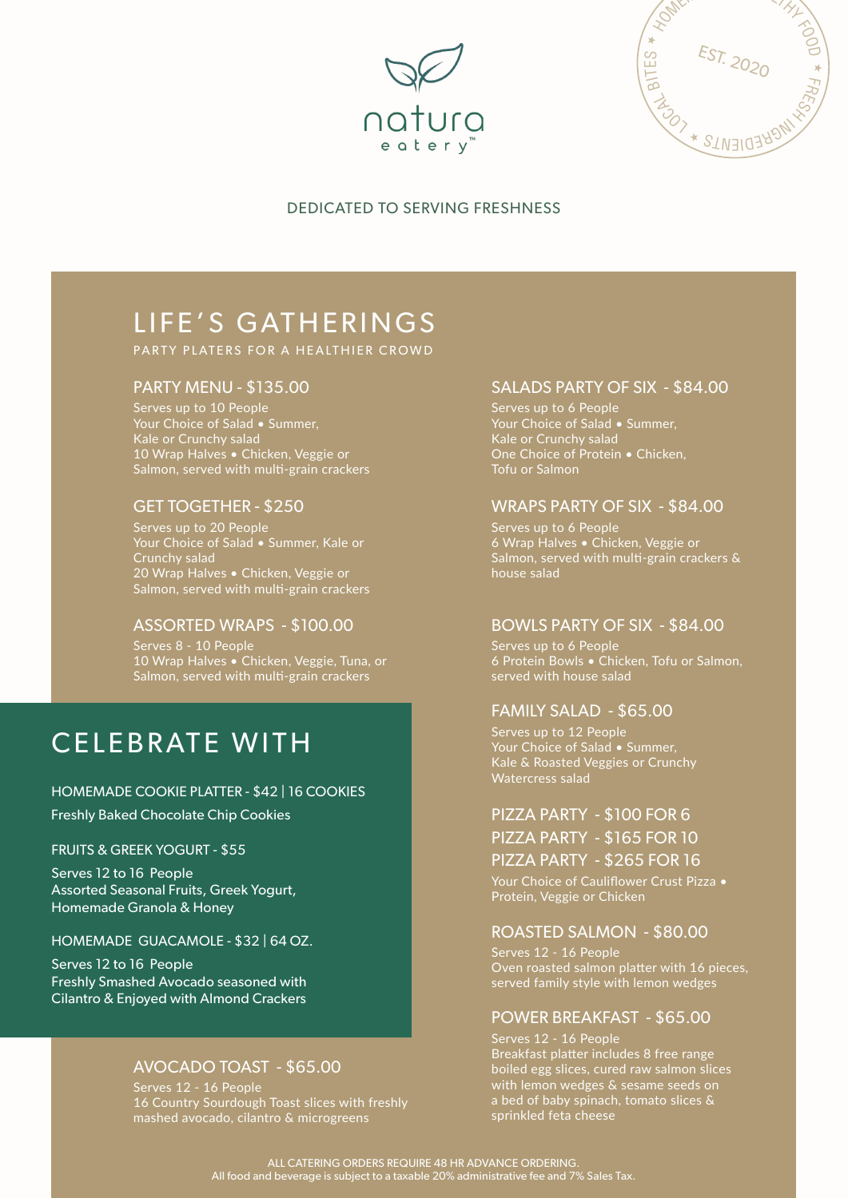natura
eatery™

EST. 2020
LOCAL BITES ★ HOMEMADE ★ HEALTHY FOOD ★ FRESH INGREDIENTS ★

DEDICATED TO SERVING FRESHNESS

# LIFE'S GATHERINGS

PARTY PLATERS FOR A HEALTHIER CROWD

### PARTY MENU - $135.00

Serves up to 10 People
Your Choice of Salad • Summer, Kale or Crunchy salad
10 Wrap Halves • Chicken, Veggie or Salmon, served with multi-grain crackers

### GET TOGETHER - $250

Serves up to 20 People
Your Choice of Salad • Summer, Kale or Crunchy salad
20 Wrap Halves • Chicken, Veggie or Salmon, served with multi-grain crackers

### ASSORTED WRAPS - $100.00

Serves 8 - 10 People
10 Wrap Halves • Chicken, Veggie, Tuna, or Salmon, served with multi-grain crackers

## CELEBRATE WITH

### HOMEMADE COOKIE PLATTER - $42 | 16 COOKIES

Freshly Baked Chocolate Chip Cookies

### FRUITS & GREEK YOGURT - $55

Serves 12 to 16 People
Assorted Seasonal Fruits, Greek Yogurt, Homemade Granola & Honey

### HOMEMADE GUACAMOLE - $32 | 64 OZ.

Serves 12 to 16 People
Freshly Smashed Avocado seasoned with Cilantro & Enjoyed with Almond Crackers

### AVOCADO TOAST - $65.00

Serves 12 - 16 People
16 Country Sourdough Toast slices with freshly mashed avocado, cilantro & microgreens

### SALADS PARTY OF SIX - $84.00

Serves up to 6 People
Your Choice of Salad • Summer, Kale or Crunchy salad
One Choice of Protein • Chicken, Tofu or Salmon

### WRAPS PARTY OF SIX - $84.00

Serves up to 6 People
6 Wrap Halves • Chicken, Veggie or Salmon, served with multi-grain crackers & house salad

### BOWLS PARTY OF SIX - $84.00

Serves up to 6 People
6 Protein Bowls • Chicken, Tofu or Salmon, served with house salad

### FAMILY SALAD - $65.00

Serves up to 12 People
Your Choice of Salad • Summer, Kale & Roasted Veggies or Crunchy Watercress salad

### PIZZA PARTY - $100 FOR 6
### PIZZA PARTY - $165 FOR 10
### PIZZA PARTY - $265 FOR 16

Your Choice of Cauliflower Crust Pizza • Protein, Veggie or Chicken

### ROASTED SALMON - $80.00

Serves 12 - 16 People
Oven roasted salmon platter with 16 pieces, served family style with lemon wedges

### POWER BREAKFAST - $65.00

Serves 12 - 16 People
Breakfast platter includes 8 free range boiled egg slices, cured raw salmon slices with lemon wedges & sesame seeds on a bed of baby spinach, tomato slices & sprinkled feta cheese

ALL CATERING ORDERS REQUIRE 48 HR ADVANCE ORDERING.
All food and beverage is subject to a taxable 20% administrative fee and 7% Sales Tax.